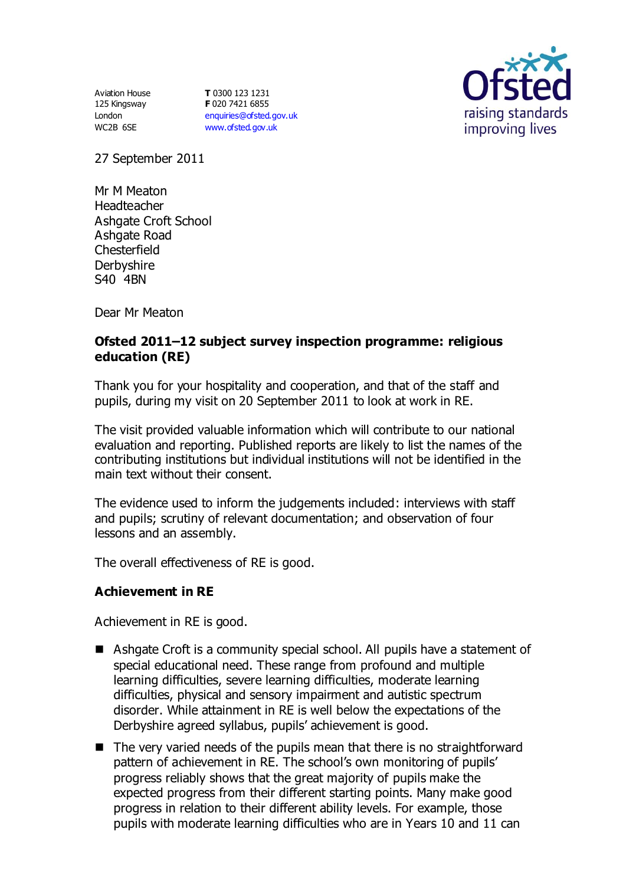Aviation House
125 Kingsway
London
WC2B 6SE

**T** 0300 123 1231
**F** 020 7421 6855
enquiries@ofsted.gov.uk
www.ofsted.gov.uk

Ofsted
raising standards
improving lives

27 September 2011

Mr M Meaton
Headteacher
Ashgate Croft School
Ashgate Road
Chesterfield
Derbyshire
S40 4BN

Dear Mr Meaton

**Ofsted 2011–12 subject survey inspection programme: religious education (RE)**

Thank you for your hospitality and cooperation, and that of the staff and pupils, during my visit on 20 September 2011 to look at work in RE.

The visit provided valuable information which will contribute to our national evaluation and reporting. Published reports are likely to list the names of the contributing institutions but individual institutions will not be identified in the main text without their consent.

The evidence used to inform the judgements included: interviews with staff and pupils; scrutiny of relevant documentation; and observation of four lessons and an assembly.

The overall effectiveness of RE is good.

## Achievement in RE

Achievement in RE is good.

- Ashgate Croft is a community special school. All pupils have a statement of special educational need. These range from profound and multiple learning difficulties, severe learning difficulties, moderate learning difficulties, physical and sensory impairment and autistic spectrum disorder. While attainment in RE is well below the expectations of the Derbyshire agreed syllabus, pupils' achievement is good.
- The very varied needs of the pupils mean that there is no straightforward pattern of achievement in RE. The school's own monitoring of pupils' progress reliably shows that the great majority of pupils make the expected progress from their different starting points. Many make good progress in relation to their different ability levels. For example, those pupils with moderate learning difficulties who are in Years 10 and 11 can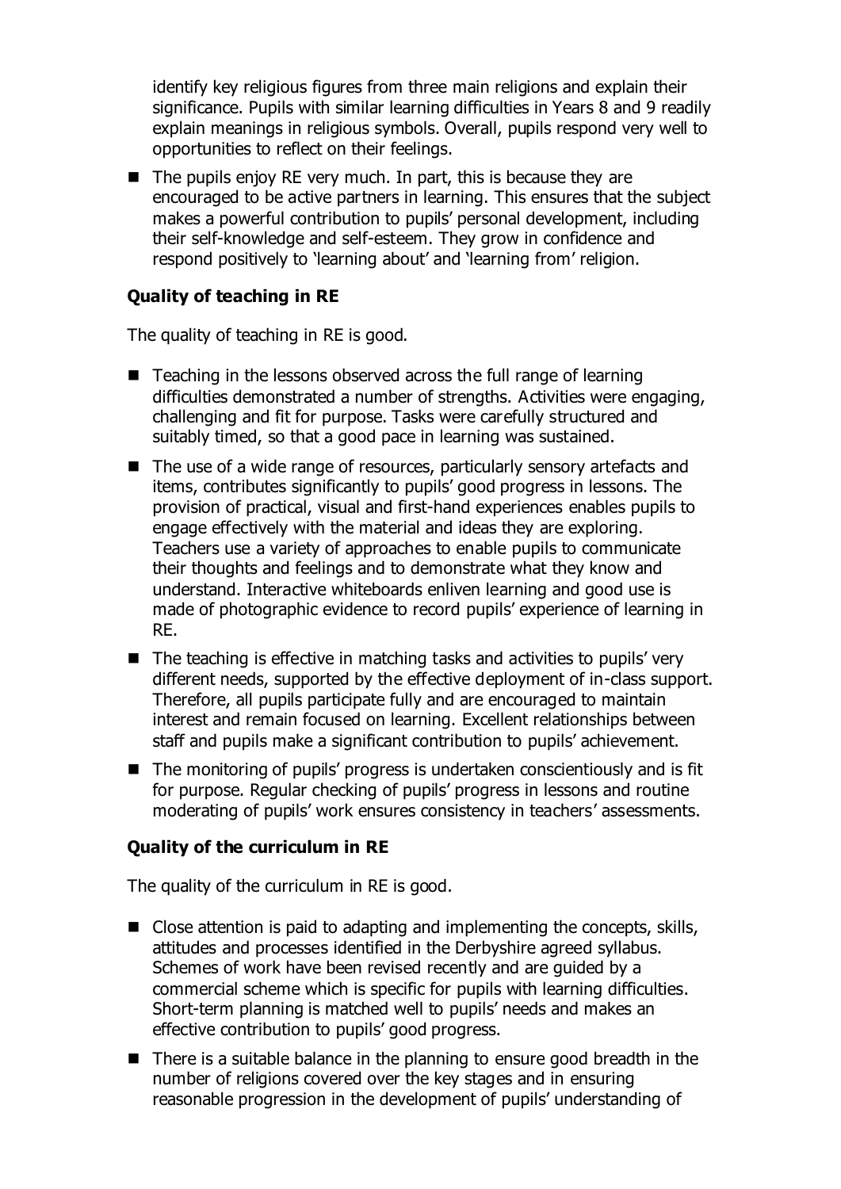identify key religious figures from three main religions and explain their significance. Pupils with similar learning difficulties in Years 8 and 9 readily explain meanings in religious symbols. Overall, pupils respond very well to opportunities to reflect on their feelings.

- The pupils enjoy RE very much. In part, this is because they are encouraged to be active partners in learning. This ensures that the subject makes a powerful contribution to pupils' personal development, including their self-knowledge and self-esteem. They grow in confidence and respond positively to 'learning about' and 'learning from' religion.

### Quality of teaching in RE

The quality of teaching in RE is good.

- Teaching in the lessons observed across the full range of learning difficulties demonstrated a number of strengths. Activities were engaging, challenging and fit for purpose. Tasks were carefully structured and suitably timed, so that a good pace in learning was sustained.
- The use of a wide range of resources, particularly sensory artefacts and items, contributes significantly to pupils' good progress in lessons. The provision of practical, visual and first-hand experiences enables pupils to engage effectively with the material and ideas they are exploring. Teachers use a variety of approaches to enable pupils to communicate their thoughts and feelings and to demonstrate what they know and understand. Interactive whiteboards enliven learning and good use is made of photographic evidence to record pupils' experience of learning in RE.
- The teaching is effective in matching tasks and activities to pupils' very different needs, supported by the effective deployment of in-class support. Therefore, all pupils participate fully and are encouraged to maintain interest and remain focused on learning. Excellent relationships between staff and pupils make a significant contribution to pupils' achievement.
- The monitoring of pupils' progress is undertaken conscientiously and is fit for purpose. Regular checking of pupils' progress in lessons and routine moderating of pupils' work ensures consistency in teachers' assessments.

### Quality of the curriculum in RE

The quality of the curriculum in RE is good.

- Close attention is paid to adapting and implementing the concepts, skills, attitudes and processes identified in the Derbyshire agreed syllabus. Schemes of work have been revised recently and are guided by a commercial scheme which is specific for pupils with learning difficulties. Short-term planning is matched well to pupils' needs and makes an effective contribution to pupils' good progress.
- There is a suitable balance in the planning to ensure good breadth in the number of religions covered over the key stages and in ensuring reasonable progression in the development of pupils' understanding of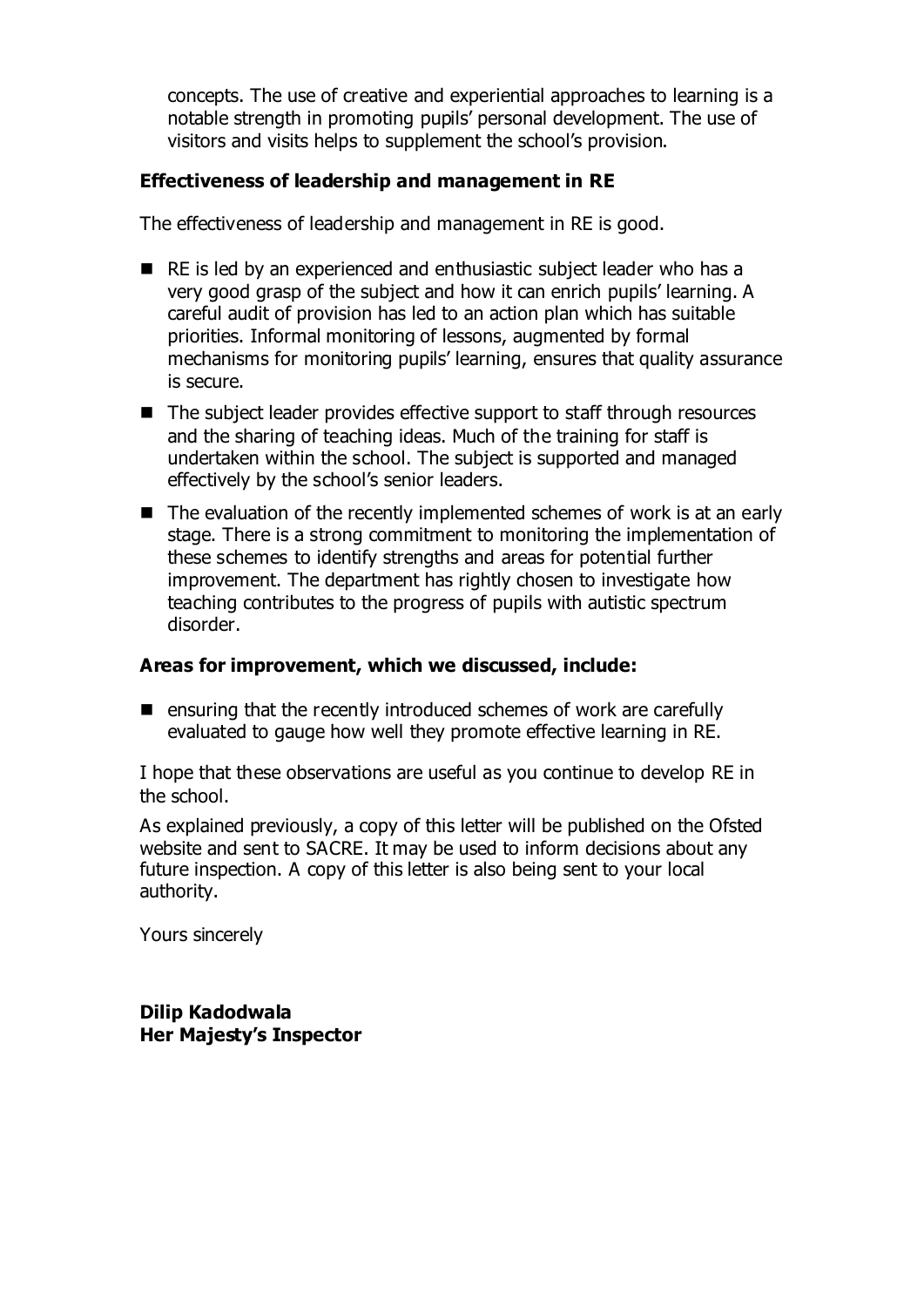concepts. The use of creative and experiential approaches to learning is a notable strength in promoting pupils' personal development. The use of visitors and visits helps to supplement the school's provision.

**Effectiveness of leadership and management in RE**

The effectiveness of leadership and management in RE is good.

- RE is led by an experienced and enthusiastic subject leader who has a very good grasp of the subject and how it can enrich pupils' learning. A careful audit of provision has led to an action plan which has suitable priorities. Informal monitoring of lessons, augmented by formal mechanisms for monitoring pupils' learning, ensures that quality assurance is secure.
- The subject leader provides effective support to staff through resources and the sharing of teaching ideas. Much of the training for staff is undertaken within the school. The subject is supported and managed effectively by the school's senior leaders.
- The evaluation of the recently implemented schemes of work is at an early stage. There is a strong commitment to monitoring the implementation of these schemes to identify strengths and areas for potential further improvement. The department has rightly chosen to investigate how teaching contributes to the progress of pupils with autistic spectrum disorder.

**Areas for improvement, which we discussed, include:**

- ensuring that the recently introduced schemes of work are carefully evaluated to gauge how well they promote effective learning in RE.

I hope that these observations are useful as you continue to develop RE in the school.

As explained previously, a copy of this letter will be published on the Ofsted website and sent to SACRE. It may be used to inform decisions about any future inspection. A copy of this letter is also being sent to your local authority.

Yours sincerely

**Dilip Kadodwala**
**Her Majesty's Inspector**